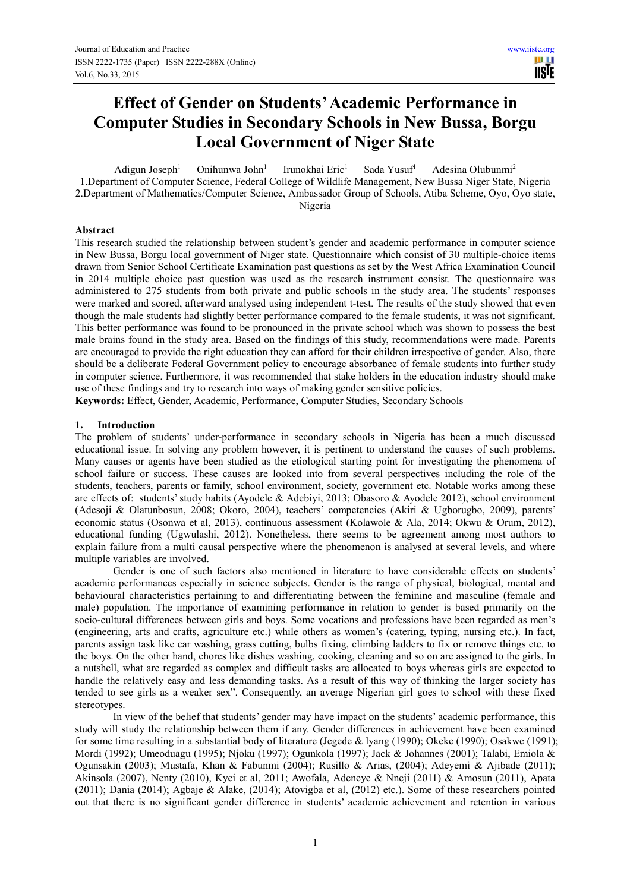# Effect of Gender on Students' Academic Performance in Computer Studies in Secondary Schools in New Bussa, Borgu Local Government of Niger State

Adigun Joseph[1] Onihunwa John[1] Irunokhai Eric[1] Sada Yusuf[1] Adesina Olubunmi[2]

1.Department of Computer Science, Federal College of Wildlife Management, New Bussa Niger State, Nigeria
2.Department of Mathematics/Computer Science, Ambassador Group of Schools, Atiba Scheme, Oyo, Oyo state, Nigeria

## Abstract

This research studied the relationship between student's gender and academic performance in computer science in New Bussa, Borgu local government of Niger state. Questionnaire which consist of 30 multiple-choice items drawn from Senior School Certificate Examination past questions as set by the West Africa Examination Council in 2014 multiple choice past question was used as the research instrument consist. The questionnaire was administered to 275 students from both private and public schools in the study area. The students' responses were marked and scored, afterward analysed using independent t-test. The results of the study showed that even though the male students had slightly better performance compared to the female students, it was not significant. This better performance was found to be pronounced in the private school which was shown to possess the best male brains found in the study area. Based on the findings of this study, recommendations were made. Parents are encouraged to provide the right education they can afford for their children irrespective of gender. Also, there should be a deliberate Federal Government policy to encourage absorbance of female students into further study in computer science. Furthermore, it was recommended that stake holders in the education industry should make use of these findings and try to research into ways of making gender sensitive policies.

**Keywords:** Effect, Gender, Academic, Performance, Computer Studies, Secondary Schools

## 1. Introduction

The problem of students' under-performance in secondary schools in Nigeria has been a much discussed educational issue. In solving any problem however, it is pertinent to understand the causes of such problems. Many causes or agents have been studied as the etiological starting point for investigating the phenomena of school failure or success. These causes are looked into from several perspectives including the role of the students, teachers, parents or family, school environment, society, government etc. Notable works among these are effects of: students' study habits (Ayodele & Adebiyi, 2013; Obasoro & Ayodele 2012), school environment (Adesoji & Olatunbosun, 2008; Okoro, 2004), teachers' competencies (Akiri & Ugborugbo, 2009), parents' economic status (Osonwa et al, 2013), continuous assessment (Kolawole & Ala, 2014; Okwu & Orum, 2012), educational funding (Ugwulashi, 2012). Nonetheless, there seems to be agreement among most authors to explain failure from a multi causal perspective where the phenomenon is analysed at several levels, and where multiple variables are involved.

Gender is one of such factors also mentioned in literature to have considerable effects on students' academic performances especially in science subjects. Gender is the range of physical, biological, mental and behavioural characteristics pertaining to and differentiating between the feminine and masculine (female and male) population. The importance of examining performance in relation to gender is based primarily on the socio-cultural differences between girls and boys. Some vocations and professions have been regarded as men's (engineering, arts and crafts, agriculture etc.) while others as women's (catering, typing, nursing etc.). In fact, parents assign task like car washing, grass cutting, bulbs fixing, climbing ladders to fix or remove things etc. to the boys. On the other hand, chores like dishes washing, cooking, cleaning and so on are assigned to the girls. In a nutshell, what are regarded as complex and difficult tasks are allocated to boys whereas girls are expected to handle the relatively easy and less demanding tasks. As a result of this way of thinking the larger society has tended to see girls as a weaker sex". Consequently, an average Nigerian girl goes to school with these fixed stereotypes.

In view of the belief that students' gender may have impact on the students' academic performance, this study will study the relationship between them if any. Gender differences in achievement have been examined for some time resulting in a substantial body of literature (Jegede & lyang (1990); Okeke (1990); Osakwe (1991); Mordi (1992); Umeoduagu (1995); Njoku (1997); Ogunkola (1997); Jack & Johannes (2001); Talabi, Emiola & Ogunsakin (2003); Mustafa, Khan & Fabunmi (2004); Rusillo & Arias, (2004); Adeyemi & Ajibade (2011); Akinsola (2007), Nenty (2010), Kyei et al, 2011; Awofala, Adeneye & Nneji (2011) & Amosun (2011), Apata (2011); Dania (2014); Agbaje & Alake, (2014); Atovigba et al, (2012) etc.). Some of these researchers pointed out that there is no significant gender difference in students' academic achievement and retention in various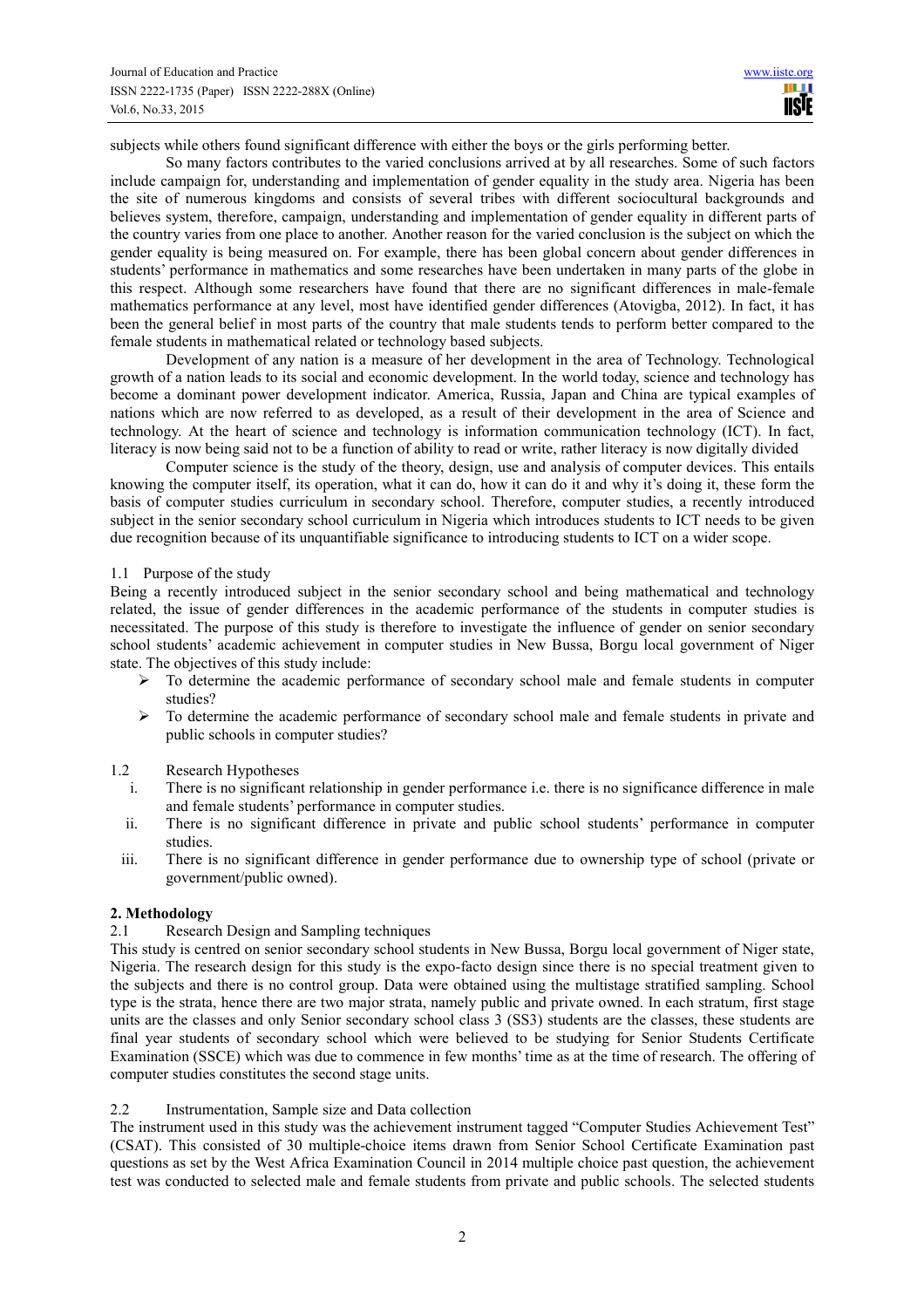subjects while others found significant difference with either the boys or the girls performing better.

So many factors contributes to the varied conclusions arrived at by all researches. Some of such factors include campaign for, understanding and implementation of gender equality in the study area. Nigeria has been the site of numerous kingdoms and consists of several tribes with different sociocultural backgrounds and believes system, therefore, campaign, understanding and implementation of gender equality in different parts of the country varies from one place to another. Another reason for the varied conclusion is the subject on which the gender equality is being measured on. For example, there has been global concern about gender differences in students' performance in mathematics and some researches have been undertaken in many parts of the globe in this respect. Although some researchers have found that there are no significant differences in male-female mathematics performance at any level, most have identified gender differences (Atovigba, 2012). In fact, it has been the general belief in most parts of the country that male students tends to perform better compared to the female students in mathematical related or technology based subjects.

Development of any nation is a measure of her development in the area of Technology. Technological growth of a nation leads to its social and economic development. In the world today, science and technology has become a dominant power development indicator. America, Russia, Japan and China are typical examples of nations which are now referred to as developed, as a result of their development in the area of Science and technology. At the heart of science and technology is information communication technology (ICT). In fact, literacy is now being said not to be a function of ability to read or write, rather literacy is now digitally divided

Computer science is the study of the theory, design, use and analysis of computer devices. This entails knowing the computer itself, its operation, what it can do, how it can do it and why it's doing it, these form the basis of computer studies curriculum in secondary school. Therefore, computer studies, a recently introduced subject in the senior secondary school curriculum in Nigeria which introduces students to ICT needs to be given due recognition because of its unquantifiable significance to introducing students to ICT on a wider scope.

### 1.1 Purpose of the study

Being a recently introduced subject in the senior secondary school and being mathematical and technology related, the issue of gender differences in the academic performance of the students in computer studies is necessitated. The purpose of this study is therefore to investigate the influence of gender on senior secondary school students' academic achievement in computer studies in New Bussa, Borgu local government of Niger state. The objectives of this study include:

- To determine the academic performance of secondary school male and female students in computer studies?
- To determine the academic performance of secondary school male and female students in private and public schools in computer studies?

### 1.2 Research Hypotheses

i. There is no significant relationship in gender performance i.e. there is no significance difference in male and female students' performance in computer studies.
ii. There is no significant difference in private and public school students' performance in computer studies.
iii. There is no significant difference in gender performance due to ownership type of school (private or government/public owned).

## 2. Methodology

### 2.1 Research Design and Sampling techniques

This study is centred on senior secondary school students in New Bussa, Borgu local government of Niger state, Nigeria. The research design for this study is the expo-facto design since there is no special treatment given to the subjects and there is no control group. Data were obtained using the multistage stratified sampling. School type is the strata, hence there are two major strata, namely public and private owned. In each stratum, first stage units are the classes and only Senior secondary school class 3 (SS3) students are the classes, these students are final year students of secondary school which were believed to be studying for Senior Students Certificate Examination (SSCE) which was due to commence in few months' time as at the time of research. The offering of computer studies constitutes the second stage units.

### 2.2 Instrumentation, Sample size and Data collection

The instrument used in this study was the achievement instrument tagged "Computer Studies Achievement Test" (CSAT). This consisted of 30 multiple-choice items drawn from Senior School Certificate Examination past questions as set by the West Africa Examination Council in 2014 multiple choice past question, the achievement test was conducted to selected male and female students from private and public schools. The selected students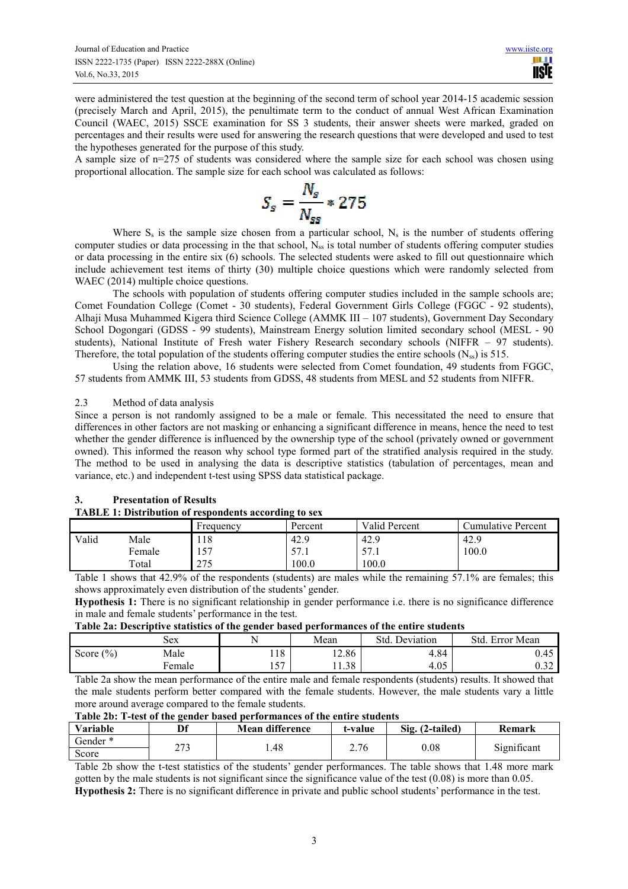were administered the test question at the beginning of the second term of school year 2014-15 academic session (precisely March and April, 2015), the penultimate term to the conduct of annual West African Examination Council (WAEC, 2015) SSCE examination for SS 3 students, their answer sheets were marked, graded on percentages and their results were used for answering the research questions that were developed and used to test the hypotheses generated for the purpose of this study.

A sample size of n=275 of students was considered where the sample size for each school was chosen using proportional allocation. The sample size for each school was calculated as follows:

$$S_s = \frac{N_s}{N_{ss}} * 275$$

Where $S_s$ is the sample size chosen from a particular school, $N_s$ is the number of students offering computer studies or data processing in the that school, $N_{ss}$ is total number of students offering computer studies or data processing in the entire six (6) schools. The selected students were asked to fill out questionnaire which include achievement test items of thirty (30) multiple choice questions which were randomly selected from WAEC (2014) multiple choice questions.

The schools with population of students offering computer studies included in the sample schools are; Comet Foundation College (Comet - 30 students), Federal Government Girls College (FGGC - 92 students), Alhaji Musa Muhammed Kigera third Science College (AMMK III – 107 students), Government Day Secondary School Dogongari (GDSS - 99 students), Mainstream Energy solution limited secondary school (MESL - 90 students), National Institute of Fresh water Fishery Research secondary schools (NIFFR – 97 students). Therefore, the total population of the students offering computer studies the entire schools ($N_{ss}$) is 515.

Using the relation above, 16 students were selected from Comet foundation, 49 students from FGGC, 57 students from AMMK III, 53 students from GDSS, 48 students from MESL and 52 students from NIFFR.

### 2.3 Method of data analysis

Since a person is not randomly assigned to be a male or female. This necessitated the need to ensure that differences in other factors are not masking or enhancing a significant difference in means, hence the need to test whether the gender difference is influenced by the ownership type of the school (privately owned or government owned). This informed the reason why school type formed part of the stratified analysis required in the study. The method to be used in analysing the data is descriptive statistics (tabulation of percentages, mean and variance, etc.) and independent t-test using SPSS data statistical package.

## 3. Presentation of Results

**TABLE 1: Distribution of respondents according to sex**

| | | Frequency | Percent | Valid Percent | Cumulative Percent |
|---|---|---|---|---|---|
| Valid | Male | 118 | 42.9 | 42.9 | 42.9 |
| | Female | 157 | 57.1 | 57.1 | 100.0 |
| | Total | 275 | 100.0 | 100.0 | |

Table 1 shows that 42.9% of the respondents (students) are males while the remaining 57.1% are females; this shows approximately even distribution of the students' gender.

**Hypothesis 1:** There is no significant relationship in gender performance i.e. there is no significance difference in male and female students' performance in the test.

**Table 2a: Descriptive statistics of the gender based performances of the entire students**

| | Sex | N | Mean | Std. Deviation | Std. Error Mean |
|---|---|---|---|---|---|
| Score (%) | Male | 118 | 12.86 | 4.84 | 0.45 |
| | Female | 157 | 11.38 | 4.05 | 0.32 |

Table 2a show the mean performance of the entire male and female respondents (students) results. It showed that the male students perform better compared with the female students. However, the male students vary a little more around average compared to the female students.

**Table 2b: T-test of the gender based performances of the entire students**

| Variable | Df | Mean difference | t-value | Sig. (2-tailed) | Remark |
|---|---|---|---|---|---|
| Gender * Score | 273 | 1.48 | 2.76 | 0.08 | Significant |

Table 2b show the t-test statistics of the students' gender performances. The table shows that 1.48 more mark gotten by the male students is not significant since the significance value of the test (0.08) is more than 0.05.

**Hypothesis 2:** There is no significant difference in private and public school students' performance in the test.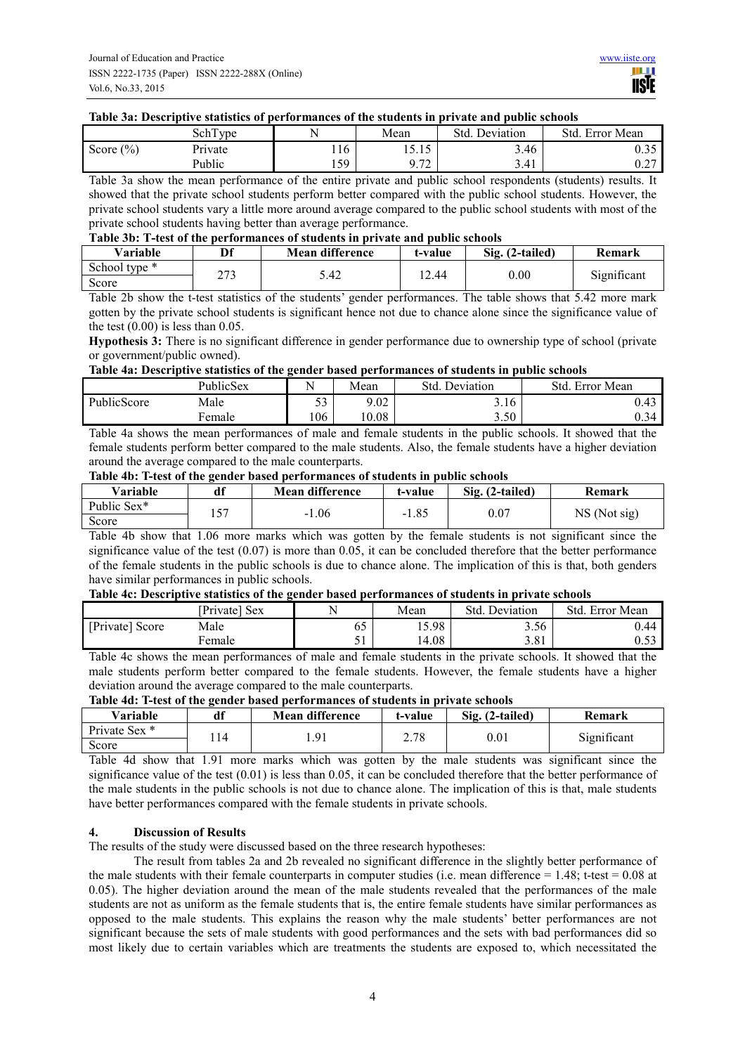**Table 3a: Descriptive statistics of performances of the students in private and public schools**

| | SchType | N | Mean | Std. Deviation | Std. Error Mean |
|---|---|---|---|---|---|
| Score (%) | Private | 116 | 15.15 | 3.46 | 0.35 |
| | Public | 159 | 9.72 | 3.41 | 0.27 |

Table 3a show the mean performance of the entire private and public school respondents (students) results. It showed that the private school students perform better compared with the public school students. However, the private school students vary a little more around average compared to the public school students with most of the private school students having better than average performance.

**Table 3b: T-test of the performances of students in private and public schools**

| Variable | Df | Mean difference | t-value | Sig. (2-tailed) | Remark |
|---|---|---|---|---|---|
| School type * Score | 273 | 5.42 | 12.44 | 0.00 | Significant |

Table 2b show the t-test statistics of the students' gender performances. The table shows that 5.42 more mark gotten by the private school students is significant hence not due to chance alone since the significance value of the test (0.00) is less than 0.05.

**Hypothesis 3:** There is no significant difference in gender performance due to ownership type of school (private or government/public owned).

**Table 4a: Descriptive statistics of the gender based performances of students in public schools**

| | PublicSex | N | Mean | Std. Deviation | Std. Error Mean |
|---|---|---|---|---|---|
| PublicScore | Male | 53 | 9.02 | 3.16 | 0.43 |
| | Female | 106 | 10.08 | 3.50 | 0.34 |

Table 4a shows the mean performances of male and female students in the public schools. It showed that the female students perform better compared to the male students. Also, the female students have a higher deviation around the average compared to the male counterparts.

**Table 4b: T-test of the gender based performances of students in public schools**

| Variable | df | Mean difference | t-value | Sig. (2-tailed) | Remark |
|---|---|---|---|---|---|
| Public Sex* Score | 157 | -1.06 | -1.85 | 0.07 | NS (Not sig) |

Table 4b show that 1.06 more marks which was gotten by the female students is not significant since the significance value of the test (0.07) is more than 0.05, it can be concluded therefore that the better performance of the female students in the public schools is due to chance alone. The implication of this is that, both genders have similar performances in public schools.

**Table 4c: Descriptive statistics of the gender based performances of students in private schools**

| | [Private] Sex | N | Mean | Std. Deviation | Std. Error Mean |
|---|---|---|---|---|---|
| [Private] Score | Male | 65 | 15.98 | 3.56 | 0.44 |
| | Female | 51 | 14.08 | 3.81 | 0.53 |

Table 4c shows the mean performances of male and female students in the private schools. It showed that the male students perform better compared to the female students. However, the female students have a higher deviation around the average compared to the male counterparts.

**Table 4d: T-test of the gender based performances of students in private schools**

| Variable | df | Mean difference | t-value | Sig. (2-tailed) | Remark |
|---|---|---|---|---|---|
| Private Sex * Score | 114 | 1.91 | 2.78 | 0.01 | Significant |

Table 4d show that 1.91 more marks which was gotten by the male students was significant since the significance value of the test (0.01) is less than 0.05, it can be concluded therefore that the better performance of the male students in the public schools is not due to chance alone. The implication of this is that, male students have better performances compared with the female students in private schools.

## 4. Discussion of Results

The results of the study were discussed based on the three research hypotheses:

The result from tables 2a and 2b revealed no significant difference in the slightly better performance of the male students with their female counterparts in computer studies (i.e. mean difference = 1.48; t-test = 0.08 at 0.05). The higher deviation around the mean of the male students revealed that the performances of the male students are not as uniform as the female students that is, the entire female students have similar performances as opposed to the male students. This explains the reason why the male students' better performances are not significant because the sets of male students with good performances and the sets with bad performances did so most likely due to certain variables which are treatments the students are exposed to, which necessitated the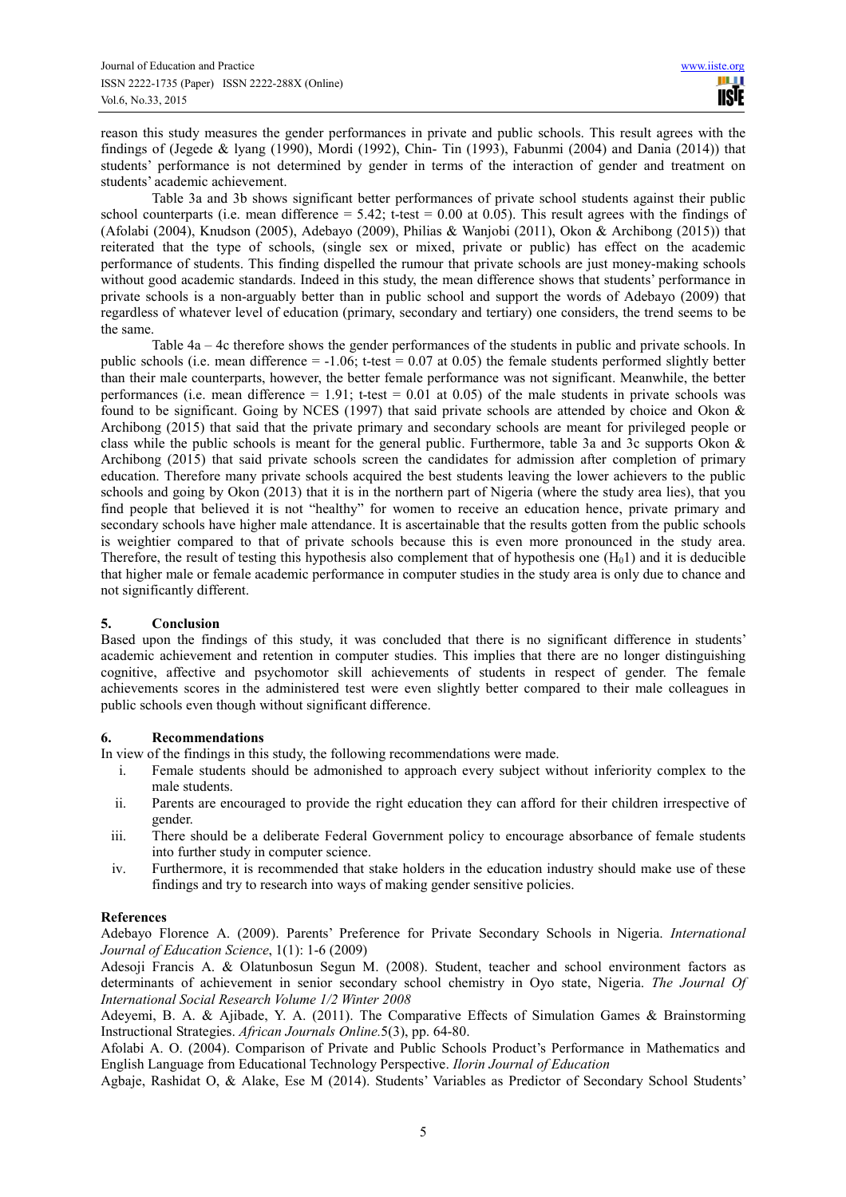reason this study measures the gender performances in private and public schools. This result agrees with the findings of (Jegede & lyang (1990), Mordi (1992), Chin- Tin (1993), Fabunmi (2004) and Dania (2014)) that students' performance is not determined by gender in terms of the interaction of gender and treatment on students' academic achievement.

Table 3a and 3b shows significant better performances of private school students against their public school counterparts (i.e. mean difference = 5.42; t-test = 0.00 at 0.05). This result agrees with the findings of (Afolabi (2004), Knudson (2005), Adebayo (2009), Philias & Wanjobi (2011), Okon & Archibong (2015)) that reiterated that the type of schools, (single sex or mixed, private or public) has effect on the academic performance of students. This finding dispelled the rumour that private schools are just money-making schools without good academic standards. Indeed in this study, the mean difference shows that students' performance in private schools is a non-arguably better than in public school and support the words of Adebayo (2009) that regardless of whatever level of education (primary, secondary and tertiary) one considers, the trend seems to be the same.

Table 4a – 4c therefore shows the gender performances of the students in public and private schools. In public schools (i.e. mean difference = -1.06; t-test = 0.07 at 0.05) the female students performed slightly better than their male counterparts, however, the better female performance was not significant. Meanwhile, the better performances (i.e. mean difference = 1.91; t-test = 0.01 at 0.05) of the male students in private schools was found to be significant. Going by NCES (1997) that said private schools are attended by choice and Okon & Archibong (2015) that said that the private primary and secondary schools are meant for privileged people or class while the public schools is meant for the general public. Furthermore, table 3a and 3c supports Okon & Archibong (2015) that said private schools screen the candidates for admission after completion of primary education. Therefore many private schools acquired the best students leaving the lower achievers to the public schools and going by Okon (2013) that it is in the northern part of Nigeria (where the study area lies), that you find people that believed it is not "healthy" for women to receive an education hence, private primary and secondary schools have higher male attendance. It is ascertainable that the results gotten from the public schools is weightier compared to that of private schools because this is even more pronounced in the study area. Therefore, the result of testing this hypothesis also complement that of hypothesis one ($H_01$) and it is deducible that higher male or female academic performance in computer studies in the study area is only due to chance and not significantly different.

## 5. Conclusion

Based upon the findings of this study, it was concluded that there is no significant difference in students' academic achievement and retention in computer studies. This implies that there are no longer distinguishing cognitive, affective and psychomotor skill achievements of students in respect of gender. The female achievements scores in the administered test were even slightly better compared to their male colleagues in public schools even though without significant difference.

## 6. Recommendations

In view of the findings in this study, the following recommendations were made.

i. Female students should be admonished to approach every subject without inferiority complex to the male students.

ii. Parents are encouraged to provide the right education they can afford for their children irrespective of gender.

iii. There should be a deliberate Federal Government policy to encourage absorbance of female students into further study in computer science.

iv. Furthermore, it is recommended that stake holders in the education industry should make use of these findings and try to research into ways of making gender sensitive policies.

## References

Adebayo Florence A. (2009). Parents' Preference for Private Secondary Schools in Nigeria. *International Journal of Education Science*, 1(1): 1-6 (2009)

Adesoji Francis A. & Olatunbosun Segun M. (2008). Student, teacher and school environment factors as determinants of achievement in senior secondary school chemistry in Oyo state, Nigeria. *The Journal Of International Social Research Volume 1/2 Winter 2008*

Adeyemi, B. A. & Ajibade, Y. A. (2011). The Comparative Effects of Simulation Games & Brainstorming Instructional Strategies. *African Journals Online.*5(3), pp. 64-80.

Afolabi A. O. (2004). Comparison of Private and Public Schools Product's Performance in Mathematics and English Language from Educational Technology Perspective. *Ilorin Journal of Education*

Agbaje, Rashidat O, & Alake, Ese M (2014). Students' Variables as Predictor of Secondary School Students'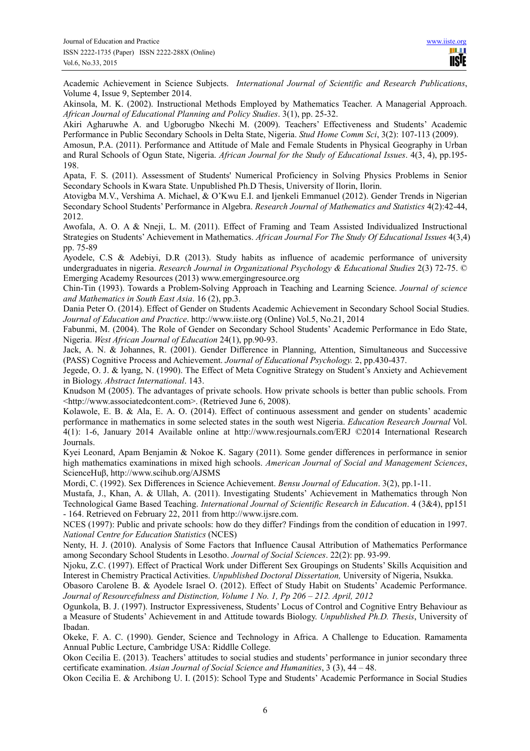Academic Achievement in Science Subjects. *International Journal of Scientific and Research Publications*, Volume 4, Issue 9, September 2014.

Akinsola, M. K. (2002). Instructional Methods Employed by Mathematics Teacher. A Managerial Approach. *African Journal of Educational Planning and Policy Studies*. 3(1), pp. 25-32.

Akiri Agharuwhe A. and Ugborugbo Nkechi M. (2009). Teachers' Effectiveness and Students' Academic Performance in Public Secondary Schools in Delta State, Nigeria. *Stud Home Comm Sci*, 3(2): 107-113 (2009).

Amosun, P.A. (2011). Performance and Attitude of Male and Female Students in Physical Geography in Urban and Rural Schools of Ogun State, Nigeria. *African Journal for the Study of Educational Issues*. 4(3, 4), pp.195-198.

Apata, F. S. (2011). Assessment of Students' Numerical Proficiency in Solving Physics Problems in Senior Secondary Schools in Kwara State. Unpublished Ph.D Thesis, University of Ilorin, Ilorin.

Atovigba M.V., Vershima A. Michael, & O'Kwu E.I. and Ijenkeli Emmanuel (2012). Gender Trends in Nigerian Secondary School Students' Performance in Algebra. *Research Journal of Mathematics and Statistics* 4(2):42-44, 2012.

Awofala, A. O. A & Nneji, L. M. (2011). Effect of Framing and Team Assisted Individualized Instructional Strategies on Students' Achievement in Mathematics. *African Journal For The Study Of Educational Issues* 4(3,4) pp. 75-89

Ayodele, C.S & Adebiyi, D.R (2013). Study habits as influence of academic performance of university undergraduates in nigeria. *Research Journal in Organizational Psychology & Educational Studies* 2(3) 72-75. © Emerging Academy Resources (2013) www.emergingresource.org

Chin-Tin (1993). Towards a Problem-Solving Approach in Teaching and Learning Science. *Journal of science and Mathematics in South East Asia*. 16 (2), pp.3.

Dania Peter O. (2014). Effect of Gender on Students Academic Achievement in Secondary School Social Studies. *Journal of Education and Practice*. http://www.iiste.org (Online) Vol.5, No.21, 2014

Fabunmi, M. (2004). The Role of Gender on Secondary School Students' Academic Performance in Edo State, Nigeria. *West African Journal of Education* 24(1), pp.90-93.

Jack, A. N. & Johannes, R. (2001). Gender Difference in Planning, Attention, Simultaneous and Successive (PASS) Cognitive Process and Achievement. *Journal of Educational Psychology.* 2, pp.430-437.

Jegede, O. J. & lyang, N. (1990). The Effect of Meta Cognitive Strategy on Student's Anxiety and Achievement in Biology. *Abstract International*. 143.

Knudson M (2005). The advantages of private schools. How private schools is better than public schools. From <http://www.associatedcontent.com>. (Retrieved June 6, 2008).

Kolawole, E. B. & Ala, E. A. O. (2014). Effect of continuous assessment and gender on students' academic performance in mathematics in some selected states in the south west Nigeria. *Education Research Journal* Vol. 4(1): 1-6, January 2014 Available online at http://www.resjournals.com/ERJ ©2014 International Research Journals.

Kyei Leonard, Apam Benjamin & Nokoe K. Sagary (2011). Some gender differences in performance in senior high mathematics examinations in mixed high schools. *American Journal of Social and Management Sciences*, ScienceHuβ, http://www.scihub.org/AJSMS

Mordi, C. (1992). Sex Differences in Science Achievement. *Bensu Journal of Education*. 3(2), pp.1-11.

Mustafa, J., Khan, A. & Ullah, A. (2011). Investigating Students' Achievement in Mathematics through Non Technological Game Based Teaching. *International Journal of Scientific Research in Education*. 4 (3&4), pp151 - 164. Retrieved on February 22, 2011 from http://www.ijsre.com.

NCES (1997): Public and private schools: how do they differ? Findings from the condition of education in 1997. *National Centre for Education Statistics* (NCES)

Nenty, H. J. (2010). Analysis of Some Factors that Influence Causal Attribution of Mathematics Performance among Secondary School Students in Lesotho. *Journal of Social Sciences*. 22(2): pp. 93-99.

Njoku, Z.C. (1997). Effect of Practical Work under Different Sex Groupings on Students' Skills Acquisition and Interest in Chemistry Practical Activities. *Unpublished Doctoral Dissertation,* University of Nigeria, Nsukka.

Obasoro Carolene B. & Ayodele Israel O. (2012). Effect of Study Habit on Students' Academic Performance. *Journal of Resourcefulness and Distinction, Volume 1 No. 1, Pp 206 – 212. April, 2012*

Ogunkola, B. J. (1997). Instructor Expressiveness, Students' Locus of Control and Cognitive Entry Behaviour as a Measure of Students' Achievement in and Attitude towards Biology. *Unpublished Ph.D. Thesis*, University of Ibadan.

Okeke, F. A. C. (1990). Gender, Science and Technology in Africa. A Challenge to Education. Ramamenta Annual Public Lecture, Cambridge USA: Riddlle College.

Okon Cecilia E. (2013). Teachers' attitudes to social studies and students' performance in junior secondary three certificate examination. *Asian Journal of Social Science and Humanities*, 3 (3), 44 – 48.

Okon Cecilia E. & Archibong U. I. (2015): School Type and Students' Academic Performance in Social Studies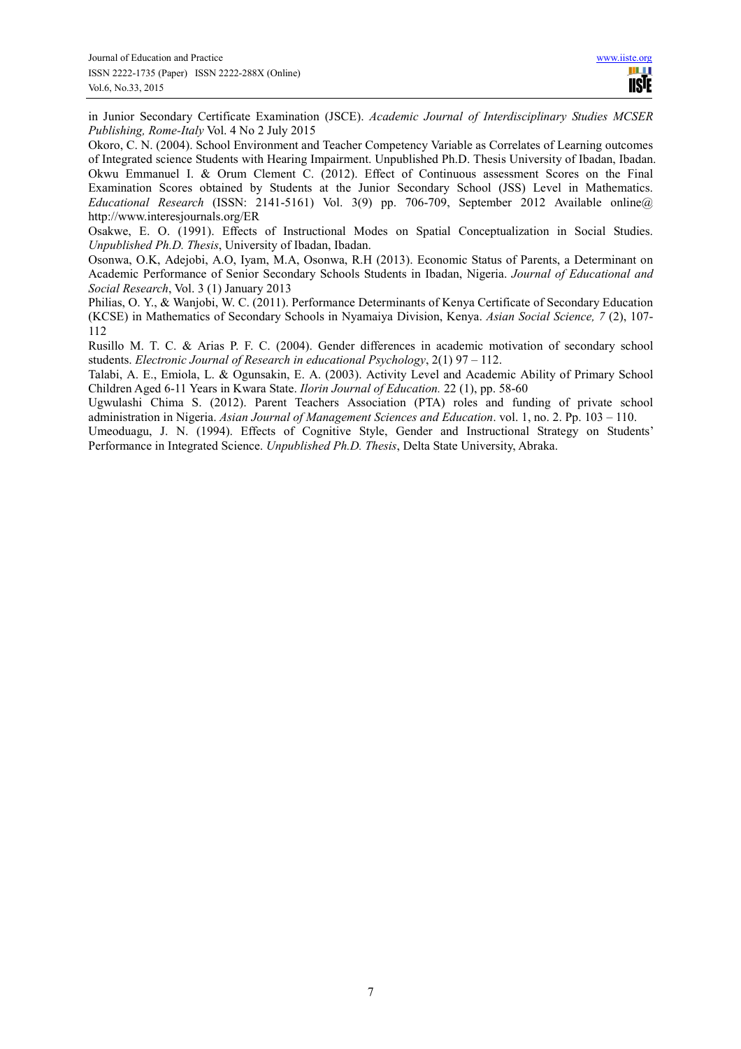in Junior Secondary Certificate Examination (JSCE). *Academic Journal of Interdisciplinary Studies MCSER Publishing, Rome-Italy* Vol. 4 No 2 July 2015

Okoro, C. N. (2004). School Environment and Teacher Competency Variable as Correlates of Learning outcomes of Integrated science Students with Hearing Impairment. Unpublished Ph.D. Thesis University of Ibadan, Ibadan.

Okwu Emmanuel I. & Orum Clement C. (2012). Effect of Continuous assessment Scores on the Final Examination Scores obtained by Students at the Junior Secondary School (JSS) Level in Mathematics. *Educational Research* (ISSN: 2141-5161) Vol. 3(9) pp. 706-709, September 2012 Available online@ http://www.interesjournals.org/ER

Osakwe, E. O. (1991). Effects of Instructional Modes on Spatial Conceptualization in Social Studies. *Unpublished Ph.D. Thesis*, University of Ibadan, Ibadan.

Osonwa, O.K, Adejobi, A.O, Iyam, M.A, Osonwa, R.H (2013). Economic Status of Parents, a Determinant on Academic Performance of Senior Secondary Schools Students in Ibadan, Nigeria. *Journal of Educational and Social Research*, Vol. 3 (1) January 2013

Philias, O. Y., & Wanjobi, W. C. (2011). Performance Determinants of Kenya Certificate of Secondary Education (KCSE) in Mathematics of Secondary Schools in Nyamaiya Division, Kenya. *Asian Social Science, 7* (2), 107-112

Rusillo M. T. C. & Arias P. F. C. (2004). Gender differences in academic motivation of secondary school students. *Electronic Journal of Research in educational Psychology*, 2(1) 97 – 112.

Talabi, A. E., Emiola, L. & Ogunsakin, E. A. (2003). Activity Level and Academic Ability of Primary School Children Aged 6-11 Years in Kwara State. *Ilorin Journal of Education.* 22 (1), pp. 58-60

Ugwulashi Chima S. (2012). Parent Teachers Association (PTA) roles and funding of private school administration in Nigeria. *Asian Journal of Management Sciences and Education*. vol. 1, no. 2. Pp. 103 – 110.

Umeoduagu, J. N. (1994). Effects of Cognitive Style, Gender and Instructional Strategy on Students' Performance in Integrated Science. *Unpublished Ph.D. Thesis*, Delta State University, Abraka.